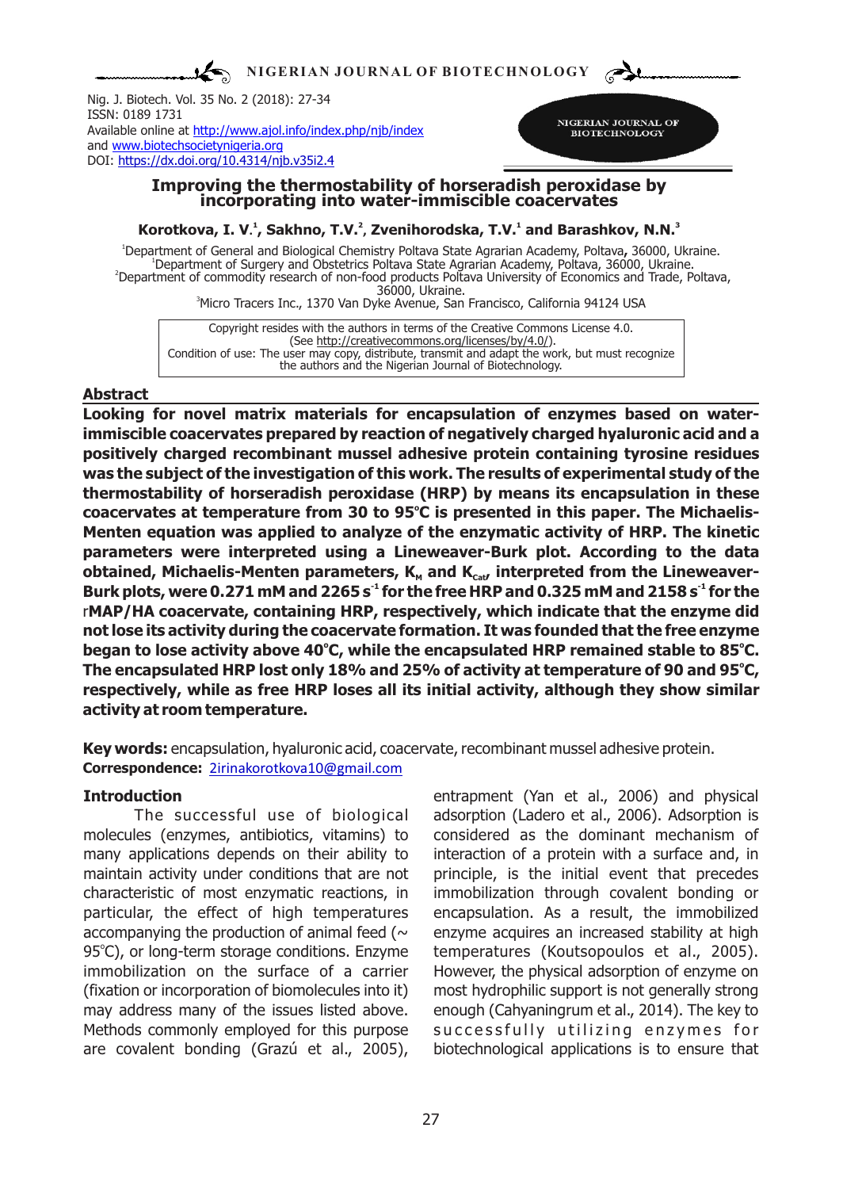Nig. J. Biotech. Vol. 35 No. 2 (2018): 27-34
ISSN: 0189 1731
Available online at http://www.ajol.info/index.php/njb/index
and www.biotechsocietynigeria.org
DOI: https://dx.doi.org/10.4314/njb.v35i2.4

# Improving the thermostability of horseradish peroxidase by incorporating into water-immiscible coacervates

**Korotkova, I. V.[1], Sakhno, T.V.[2], Zvenihorodska, T.V.[1] and Barashkov, N.N.[3]**

[1]Department of General and Biological Chemistry Poltava State Agrarian Academy, Poltava, 36000, Ukraine.
[1]Department of Surgery and Obstetrics Poltava State Agrarian Academy, Poltava, 36000, Ukraine.
[2]Department of commodity research of non-food products Poltava University of Economics and Trade, Poltava, 36000, Ukraine.
[3]Micro Tracers Inc., 1370 Van Dyke Avenue, San Francisco, California 94124 USA

Copyright resides with the authors in terms of the Creative Commons License 4.0.
(See http://creativecommons.org/licenses/by/4.0/).
Condition of use: The user may copy, distribute, transmit and adapt the work, but must recognize the authors and the Nigerian Journal of Biotechnology.

## Abstract

**Looking for novel matrix materials for encapsulation of enzymes based on water-immiscible coacervates prepared by reaction of negatively charged hyaluronic acid and a positively charged recombinant mussel adhesive protein containing tyrosine residues was the subject of the investigation of this work. The results of experimental study of the thermostability of horseradish peroxidase (HRP) by means its encapsulation in these coacervates at temperature from 30 to 95°C is presented in this paper. The Michaelis-Menten equation was applied to analyze of the enzymatic activity of HRP. The kinetic parameters were interpreted using a Lineweaver-Burk plot. According to the data obtained, Michaelis-Menten parameters, $K_M$ and $K_{Cat}$, interpreted from the Lineweaver-Burk plots, were 0.271 mM and 2265 $s^{-1}$ for the free HRP and 0.325 mM and 2158 $s^{-1}$ for the r****MAP/HA coacervate, containing HRP, respectively, which indicate that the enzyme did not lose its activity during the coacervate formation. It was founded that the free enzyme began to lose activity above 40°C, while the encapsulated HRP remained stable to 85°C. The encapsulated HRP lost only 18% and 25% of activity at temperature of 90 and 95°C, respectively, while as free HRP loses all its initial activity, although they show similar activity at room temperature.**

**Key words:** encapsulation, hyaluronic acid, coacervate, recombinant mussel adhesive protein.
**Correspondence:** 2irinakorotkova10@gmail.com

## Introduction

The successful use of biological molecules (enzymes, antibiotics, vitamins) to many applications depends on their ability to maintain activity under conditions that are not characteristic of most enzymatic reactions, in particular, the effect of high temperatures accompanying the production of animal feed (~ 95°C), or long-term storage conditions. Enzyme immobilization on the surface of a carrier (fixation or incorporation of biomolecules into it) may address many of the issues listed above. Methods commonly employed for this purpose are covalent bonding (Grazú et al., 2005), entrapment (Yan et al., 2006) and physical adsorption (Ladero et al., 2006). Adsorption is considered as the dominant mechanism of interaction of a protein with a surface and, in principle, is the initial event that precedes immobilization through covalent bonding or encapsulation. As a result, the immobilized enzyme acquires an increased stability at high temperatures (Koutsopoulos et al., 2005). However, the physical adsorption of enzyme on most hydrophilic support is not generally strong enough (Cahyaningrum et al., 2014). The key to successfully utilizing enzymes for biotechnological applications is to ensure that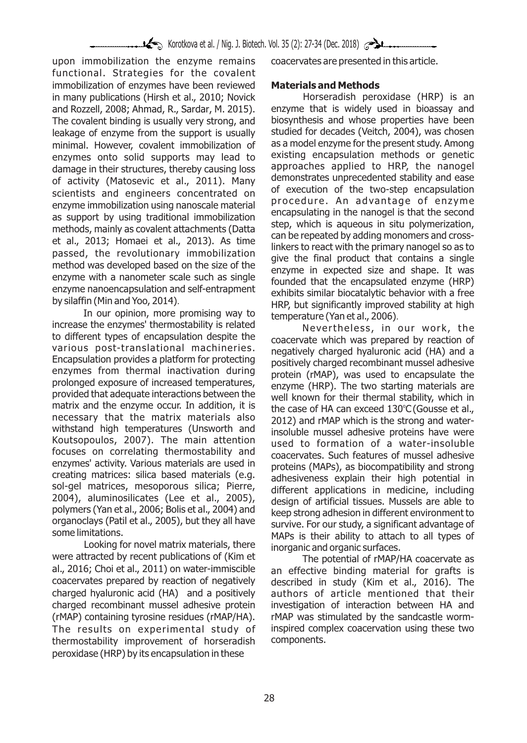upon immobilization the enzyme remains functional. Strategies for the covalent immobilization of enzymes have been reviewed in many publications (Hirsh et al., 2010; Novick and Rozzell, 2008; Ahmad, R., Sardar, M. 2015). The covalent binding is usually very strong, and leakage of enzyme from the support is usually minimal. However, covalent immobilization of enzymes onto solid supports may lead to damage in their structures, thereby causing loss of activity (Matosevic et al., 2011). Many scientists and engineers concentrated on enzyme immobilization using nanoscale material as support by using traditional immobilization methods, mainly as covalent attachments (Datta et al., 2013; Homaei et al., 2013). As time passed, the revolutionary immobilization method was developed based on the size of the enzyme with a nanometer scale such as single enzyme nanoencapsulation and self-entrapment by silaffin (Min and Yoo, 2014).

In our opinion, more promising way to increase the enzymes' thermostability is related to different types of encapsulation despite the various post-translational machineries. Encapsulation provides a platform for protecting enzymes from thermal inactivation during prolonged exposure of increased temperatures, provided that adequate interactions between the matrix and the enzyme occur. In addition, it is necessary that the matrix materials also withstand high temperatures (Unsworth and Koutsopoulos, 2007). The main attention focuses on correlating thermostability and enzymes' activity. Various materials are used in creating matrices: silica based materials (e.g. sol-gel matrices, mesoporous silica; Pierre, 2004), aluminosilicates (Lee et al., 2005), polymers (Yan et al., 2006; Bolis et al., 2004) and organoclays (Patil et al., 2005), but they all have some limitations.

Looking for novel matrix materials, there were attracted by recent publications of (Kim et al., 2016; Choi et al., 2011) on water-immiscible coacervates prepared by reaction of negatively charged hyaluronic acid (HA) and a positively charged recombinant mussel adhesive protein (rMAP) containing tyrosine residues (rMAP/HA). The results on experimental study of thermostability improvement of horseradish peroxidase (HRP) by its encapsulation in these coacervates are presented in this article.

## Materials and Methods

Horseradish peroxidase (HRP) is an enzyme that is widely used in bioassay and biosynthesis and whose properties have been studied for decades (Veitch, 2004), was chosen as a model enzyme for the present study. Among existing encapsulation methods or genetic approaches applied to HRP, the nanogel demonstrates unprecedented stability and ease of execution of the two-step encapsulation procedure. An advantage of enzyme encapsulating in the nanogel is that the second step, which is aqueous in situ polymerization, can be repeated by adding monomers and cross-linkers to react with the primary nanogel so as to give the final product that contains a single enzyme in expected size and shape. It was founded that the encapsulated enzyme (HRP) exhibits similar biocatalytic behavior with a free HRP, but significantly improved stability at high temperature (Yan et al., 2006).

Nevertheless, in our work, the coacervate which was prepared by reaction of negatively charged hyaluronic acid (HA) and a positively charged recombinant mussel adhesive protein (rMAP), was used to encapsulate the enzyme (HRP). The two starting materials are well known for their thermal stability, which in the case of HA can exceed 130°C (Gousse et al., 2012) and rMAP which is the strong and water-insoluble mussel adhesive proteins have were used to formation of a water-insoluble coacervates. Such features of mussel adhesive proteins (MAPs), as biocompatibility and strong adhesiveness explain their high potential in different applications in medicine, including design of artificial tissues. Mussels are able to keep strong adhesion in different environment to survive. For our study, a significant advantage of MAPs is their ability to attach to all types of inorganic and organic surfaces.

The potential of rMAP/HA coacervate as an effective binding material for grafts is described in study (Kim et al., 2016). The authors of article mentioned that their investigation of interaction between HA and rMAP was stimulated by the sandcastle worm-inspired complex coacervation using these two components.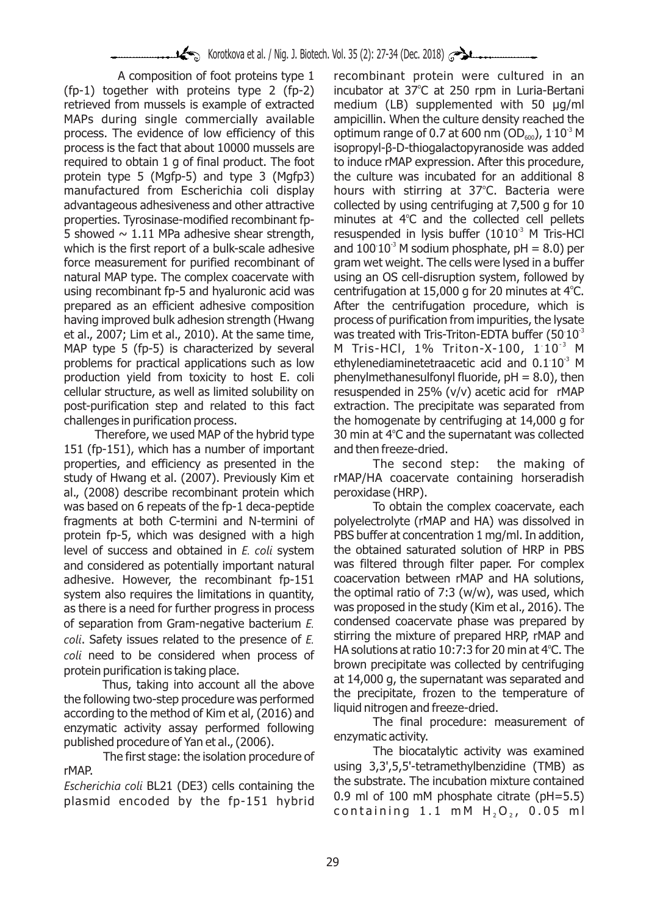A composition of foot proteins type 1 (fp-1) together with proteins type 2 (fp-2) retrieved from mussels is example of extracted MAPs during single commercially available process. The evidence of low efficiency of this process is the fact that about 10000 mussels are required to obtain 1 g of final product. The foot protein type 5 (Mgfp-5) and type 3 (Mgfp3) manufactured from Escherichia coli display advantageous adhesiveness and other attractive properties. Tyrosinase-modified recombinant fp-5 showed ~ 1.11 MPa adhesive shear strength, which is the first report of a bulk-scale adhesive force measurement for purified recombinant of natural MAP type. The complex coacervate with using recombinant fp-5 and hyaluronic acid was prepared as an efficient adhesive composition having improved bulk adhesion strength (Hwang et al., 2007; Lim et al., 2010). At the same time, MAP type 5 (fp-5) is characterized by several problems for practical applications such as low production yield from toxicity to host E. coli cellular structure, as well as limited solubility on post-purification step and related to this fact challenges in purification process.

Therefore, we used MAP of the hybrid type 151 (fp-151), which has a number of important properties, and efficiency as presented in the study of Hwang et al. (2007). Previously Kim et al., (2008) describe recombinant protein which was based on 6 repeats of the fp-1 deca-peptide fragments at both C-termini and N-termini of protein fp-5, which was designed with a high level of success and obtained in *E. coli* system and considered as potentially important natural adhesive. However, the recombinant fp-151 system also requires the limitations in quantity, as there is a need for further progress in process of separation from Gram-negative bacterium *E. coli*. Safety issues related to the presence of *E. coli* need to be considered when process of protein purification is taking place.

Thus, taking into account all the above the following two-step procedure was performed according to the method of Kim et al, (2016) and enzymatic activity assay performed following published procedure of Yan et al., (2006).

The first stage: the isolation procedure of rMAP.

*Escherichia coli* BL21 (DE3) cells containing the plasmid encoded by the fp-151 hybrid recombinant protein were cultured in an incubator at 37°C at 250 rpm in Luria-Bertani medium (LB) supplemented with 50 μg/ml ampicillin. When the culture density reached the optimum range of 0.7 at 600 nm ($OD_{600}$), $1 \cdot 10^{-3}$ M isopropyl-β-D-thiogalactopyranoside was added to induce rMAP expression. After this procedure, the culture was incubated for an additional 8 hours with stirring at 37°C. Bacteria were collected by using centrifuging at 7,500 g for 10 minutes at 4°C and the collected cell pellets resuspended in lysis buffer ($10 \cdot 10^{-3}$ M Tris-HCl and $100 \cdot 10^{-3}$ M sodium phosphate, pH = 8.0) per gram wet weight. The cells were lysed in a buffer using an OS cell-disruption system, followed by centrifugation at 15,000 g for 20 minutes at 4°C. After the centrifugation procedure, which is process of purification from impurities, the lysate was treated with Tris-Triton-EDTA buffer ($50 \cdot 10^{-3}$ M Tris-HCl, 1% Triton-X-100, $1 \cdot 10^{-3}$ M ethylenediaminetetraacetic acid and $0.1 \cdot 10^{-3}$ M phenylmethanesulfonyl fluoride, pH = 8.0), then resuspended in 25% (v/v) acetic acid for rMAP extraction. The precipitate was separated from the homogenate by centrifuging at 14,000 g for 30 min at 4°C and the supernatant was collected and then freeze-dried.

The second step: the making of rMAP/HA coacervate containing horseradish peroxidase (HRP).

To obtain the complex coacervate, each polyelectrolyte (rMAP and HA) was dissolved in PBS buffer at concentration 1 mg/ml. In addition, the obtained saturated solution of HRP in PBS was filtered through filter paper. For complex coacervation between rMAP and HA solutions, the optimal ratio of 7:3 (w/w), was used, which was proposed in the study (Kim et al., 2016). The condensed coacervate phase was prepared by stirring the mixture of prepared HRP, rMAP and HA solutions at ratio 10:7:3 for 20 min at 4°C. The brown precipitate was collected by centrifuging at 14,000 g, the supernatant was separated and the precipitate, frozen to the temperature of liquid nitrogen and freeze-dried.

The final procedure: measurement of enzymatic activity.

The biocatalytic activity was examined using 3,3',5,5'-tetramethylbenzidine (TMB) as the substrate. The incubation mixture contained 0.9 ml of 100 mM phosphate citrate (pH=5.5) containing 1.1 mM $H_2O_2$, 0.05 ml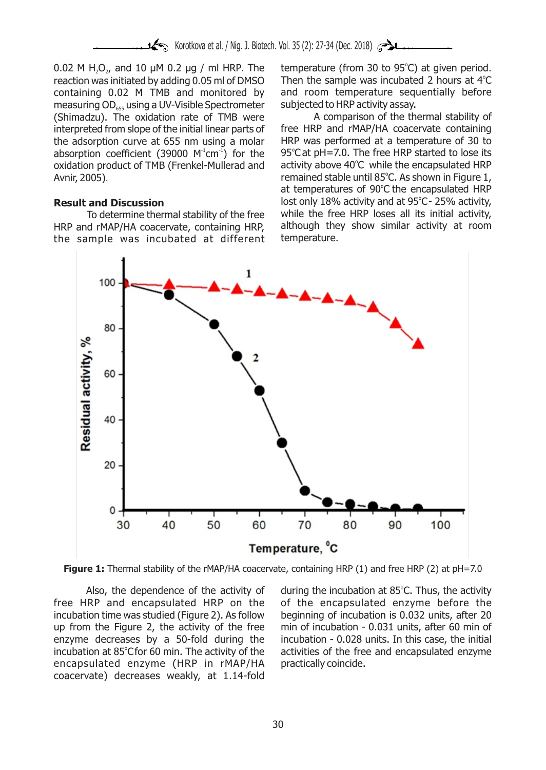0.02 M $H_2O_2$, and 10 μM 0.2 μg / ml HRP. The reaction was initiated by adding 0.05 ml of DMSO containing 0.02 M TMB and monitored by measuring $OD_{655}$ using a UV-Visible Spectrometer (Shimadzu). The oxidation rate of TMB were interpreted from slope of the initial linear parts of the adsorption curve at 655 nm using a molar absorption coefficient (39000 $M^{-1}cm^{-1}$) for the oxidation product of TMB (Frenkel-Mullerad and Avnir, 2005).

## Result and Discussion

To determine thermal stability of the free HRP and rMAP/HA coacervate, containing HRP, the sample was incubated at different temperature (from 30 to 95°C) at given period. Then the sample was incubated 2 hours at 4°C and room temperature sequentially before subjected to HRP activity assay.

A comparison of the thermal stability of free HRP and rMAP/HA coacervate containing HRP was performed at a temperature of 30 to 95°C at pH=7.0. The free HRP started to lose its activity above 40°C while the encapsulated HRP remained stable until 85°C. As shown in Figure 1, at temperatures of 90°C the encapsulated HRP lost only 18% activity and at 95°C- 25% activity, while the free HRP loses all its initial activity, although they show similar activity at room temperature.

**Figure 1:** Thermal stability of the rMAP/HA coacervate, containing HRP (1) and free HRP (2) at pH=7.0

Also, the dependence of the activity of free HRP and encapsulated HRP on the incubation time was studied (Figure 2). As follow up from the Figure 2, the activity of the free enzyme decreases by a 50-fold during the incubation at 85°C for 60 min. The activity of the encapsulated enzyme (HRP in rMAP/HA coacervate) decreases weakly, at 1.14-fold during the incubation at 85°C. Thus, the activity of the encapsulated enzyme before the beginning of incubation is 0.032 units, after 20 min of incubation - 0.031 units, after 60 min of incubation - 0.028 units. In this case, the initial activities of the free and encapsulated enzyme practically coincide.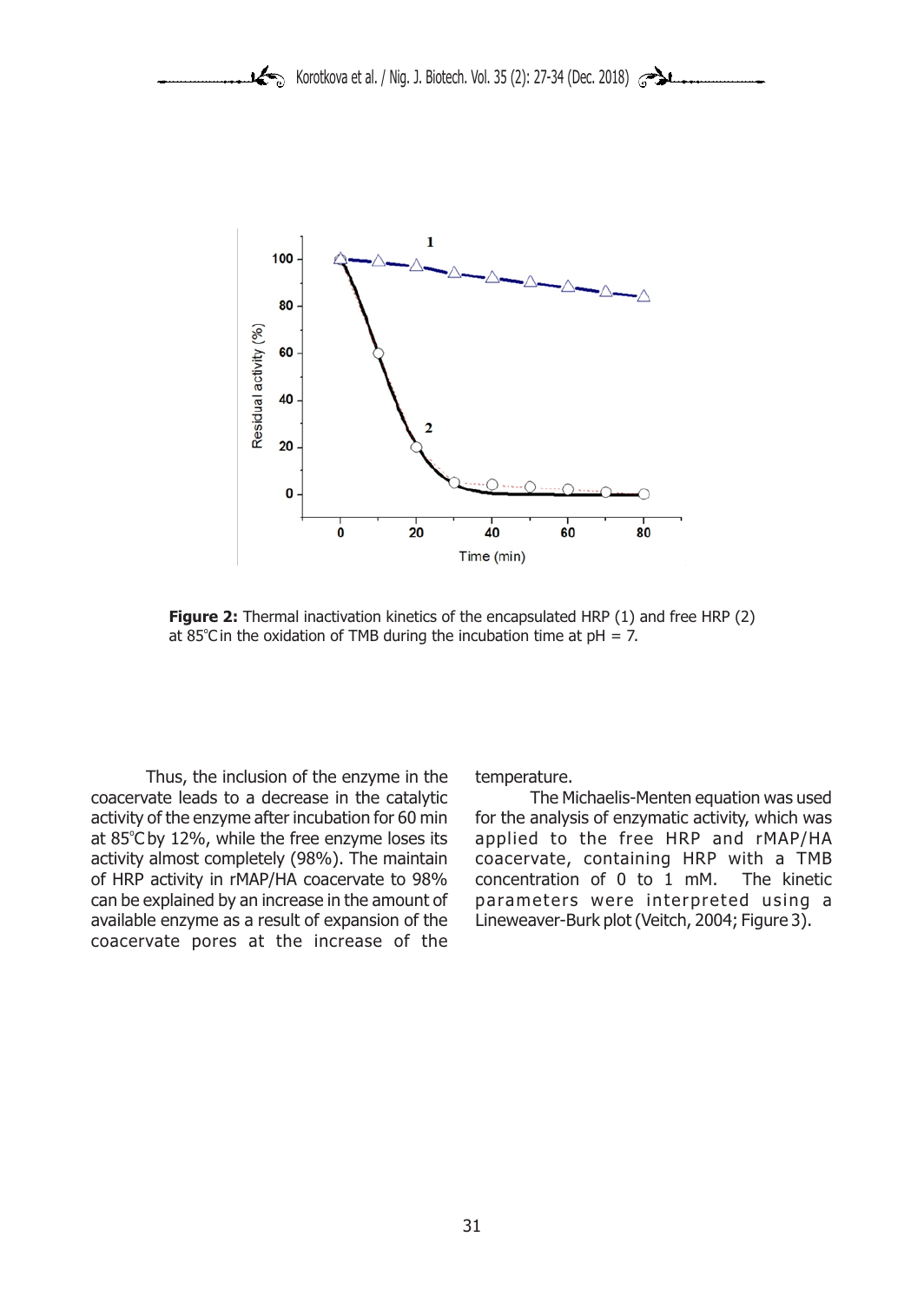**Figure 2:** Thermal inactivation kinetics of the encapsulated HRP (1) and free HRP (2) at 85°C in the oxidation of TMB during the incubation time at pH = 7.

Thus, the inclusion of the enzyme in the coacervate leads to a decrease in the catalytic activity of the enzyme after incubation for 60 min at 85°C by 12%, while the free enzyme loses its activity almost completely (98%). The maintain of HRP activity in rMAP/HA coacervate to 98% can be explained by an increase in the amount of available enzyme as a result of expansion of the coacervate pores at the increase of the temperature.

The Michaelis-Menten equation was used for the analysis of enzymatic activity, which was applied to the free HRP and rMAP/HA coacervate, containing HRP with a TMB concentration of 0 to 1 mM. The kinetic parameters were interpreted using a Lineweaver-Burk plot (Veitch, 2004; Figure 3).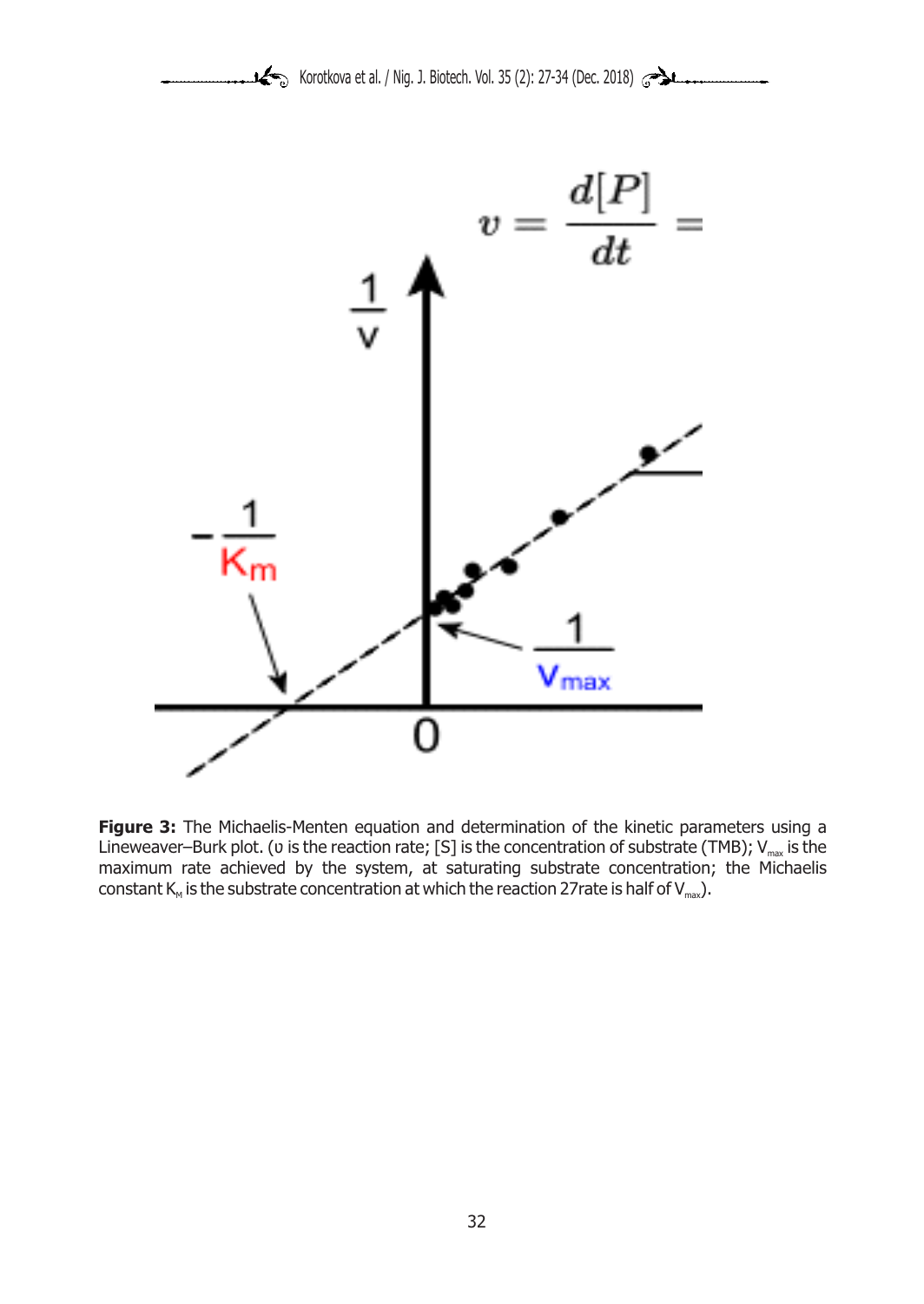**Figure 3:** The Michaelis-Menten equation and determination of the kinetic parameters using a Lineweaver–Burk plot. (υ is the reaction rate; [S] is the concentration of substrate (TMB); $V_{max}$ is the maximum rate achieved by the system, at saturating substrate concentration; the Michaelis constant $K_M$ is the substrate concentration at which the reaction 27rate is half of $V_{max}$).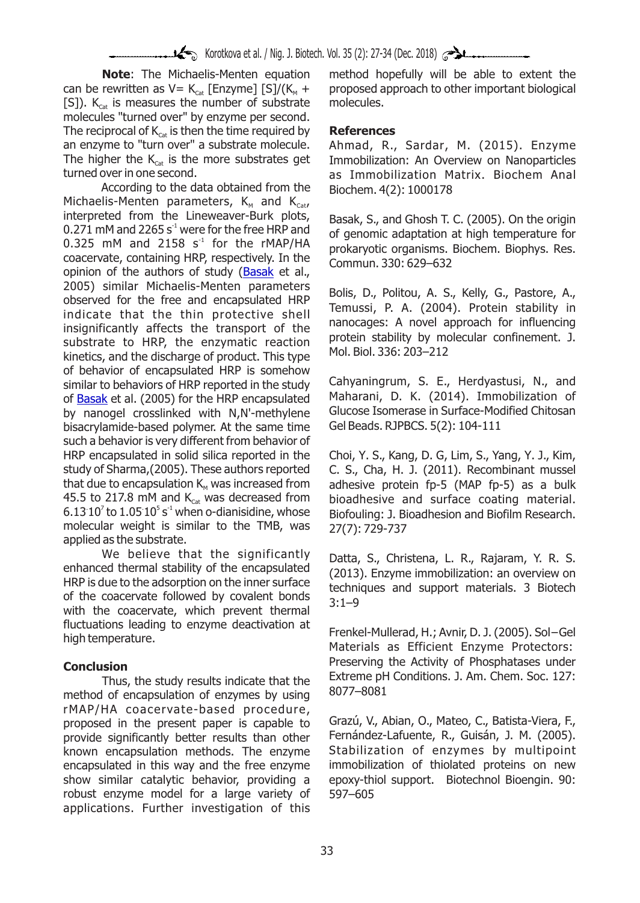**Note**: The Michaelis-Menten equation can be rewritten as $V = K_{Cat}$ [Enzyme] $[S]/(K_M + [S])$. $K_{Cat}$ is measures the number of substrate molecules "turned over" by enzyme per second. The reciprocal of $K_{Cat}$ is then the time required by an enzyme to "turn over" a substrate molecule. The higher the $K_{Cat}$ is the more substrates get turned over in one second.

According to the data obtained from the Michaelis-Menten parameters, $K_M$ and $K_{Cat}$, interpreted from the Lineweaver-Burk plots, 0.271 mM and 2265 $s^{-1}$ were for the free HRP and 0.325 mM and 2158 $s^{-1}$ for the rMAP/HA coacervate, containing HRP, respectively. In the opinion of the authors of study (Basak et al., 2005) similar Michaelis-Menten parameters observed for the free and encapsulated HRP indicate that the thin protective shell insignificantly affects the transport of the substrate to HRP, the enzymatic reaction kinetics, and the discharge of product. This type of behavior of encapsulated HRP is somehow similar to behaviors of HRP reported in the study of Basak et al. (2005) for the HRP encapsulated by nanogel crosslinked with N,N'-methylene bisacrylamide-based polymer. At the same time such a behavior is very different from behavior of HRP encapsulated in solid silica reported in the study of Sharma,(2005). These authors reported that due to encapsulation $K_M$ was increased from 45.5 to 217.8 mM and $K_{Cat}$ was decreased from $6.13 \cdot 10^7$ to $1.05 \cdot 10^5$ $s^{-1}$ when o-dianisidine, whose molecular weight is similar to the TMB, was applied as the substrate.

We believe that the significantly enhanced thermal stability of the encapsulated HRP is due to the adsorption on the inner surface of the coacervate followed by covalent bonds with the coacervate, which prevent thermal fluctuations leading to enzyme deactivation at high temperature.

## Conclusion

Thus, the study results indicate that the method of encapsulation of enzymes by using rMAP/HA coacervate-based procedure, proposed in the present paper is capable to provide significantly better results than other known encapsulation methods. The enzyme encapsulated in this way and the free enzyme show similar catalytic behavior, providing a robust enzyme model for a large variety of applications. Further investigation of this method hopefully will be able to extent the proposed approach to other important biological molecules.

## References

Ahmad, R., Sardar, M. (2015). Enzyme Immobilization: An Overview on Nanoparticles as Immobilization Matrix. Biochem Anal Biochem. 4(2): 1000178

Basak, S., and Ghosh T. C. (2005). On the origin of genomic adaptation at high temperature for prokaryotic organisms. Biochem. Biophys. Res. Commun. 330: 629–632

Bolis, D., Politou, A. S., Kelly, G., Pastore, A., Temussi, P. A. (2004). Protein stability in nanocages: A novel approach for influencing protein stability by molecular confinement. J. Mol. Biol. 336: 203–212

Cahyaningrum, S. E., Herdyastusi, N., and Maharani, D. K. (2014). Immobilization of Glucose Isomerase in Surface-Modified Chitosan Gel Beads. RJPBCS. 5(2): 104-111

Choi, Y. S., Kang, D. G, Lim, S., Yang, Y. J., Kim, C. S., Cha, H. J. (2011). Recombinant mussel adhesive protein fp-5 (MAP fp-5) as a bulk bioadhesive and surface coating material. Biofouling: J. Bioadhesion and Biofilm Research. 27(7): 729-737

Datta, S., Christena, L. R., Rajaram, Y. R. S. (2013). Enzyme immobilization: an overview on techniques and support materials. 3 Biotech 3:1–9

Frenkel-Mullerad, H.; Avnir, D. J. (2005). Sol−Gel Materials as Efficient Enzyme Protectors: Preserving the Activity of Phosphatases under Extreme pH Conditions. J. Am. Chem. Soc. 127: 8077–8081

Grazú, V., Abian, O., Mateo, C., Batista-Viera, F., Fernández-Lafuente, R., Guisán, J. M. (2005). Stabilization of enzymes by multipoint immobilization of thiolated proteins on new epoxy-thiol support. Biotechnol Bioengin. 90: 597–605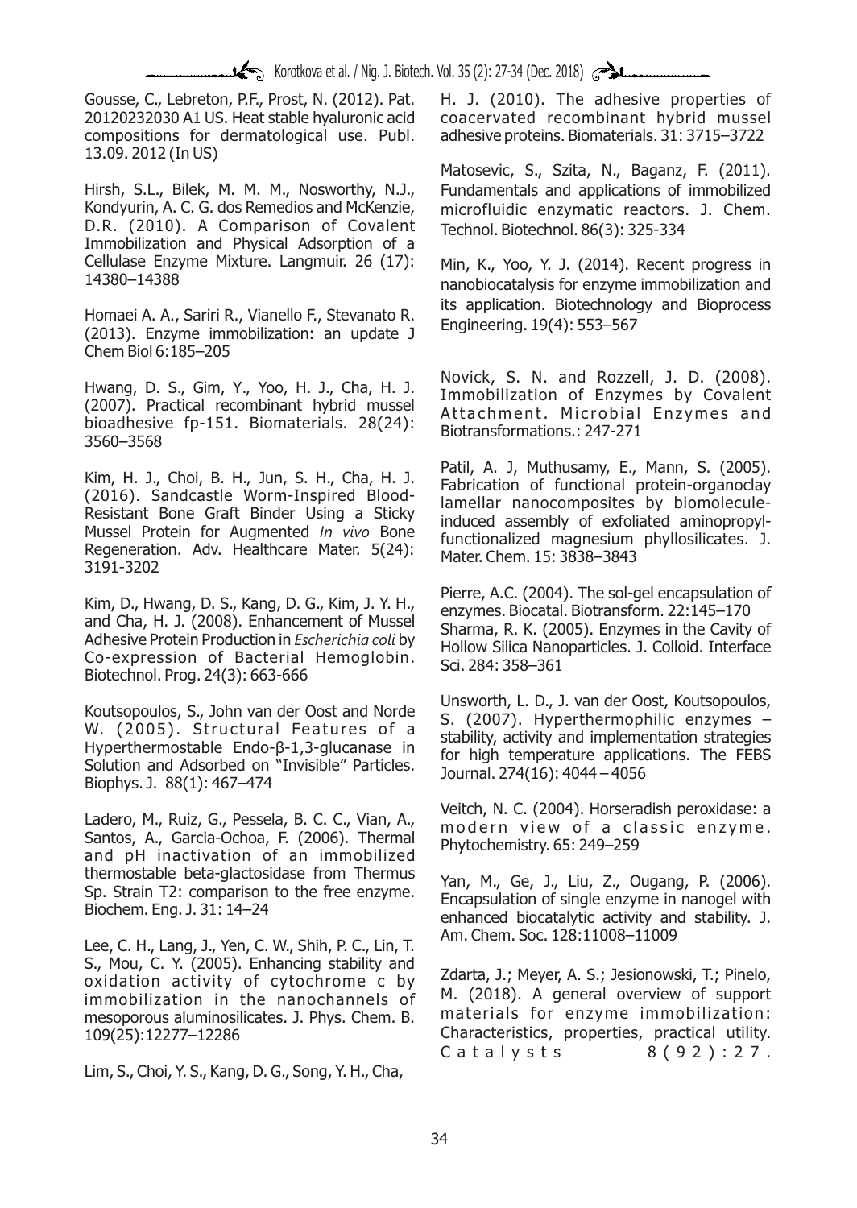Gousse, C., Lebreton, P.F., Prost, N. (2012). Pat. 20120232030 A1 US. Heat stable hyaluronic acid compositions for dermatological use. Publ. 13.09. 2012 (In US)

Hirsh, S.L., Bilek, M. M. M., Nosworthy, N.J., Kondyurin, A. C. G. dos Remedios and McKenzie, D.R. (2010). A Comparison of Covalent Immobilization and Physical Adsorption of a Cellulase Enzyme Mixture. Langmuir. 26 (17): 14380–14388

Homaei A. A., Sariri R., Vianello F., Stevanato R. (2013). Enzyme immobilization: an update J Chem Biol 6:185–205

Hwang, D. S., Gim, Y., Yoo, H. J., Cha, H. J. (2007). Practical recombinant hybrid mussel bioadhesive fp-151. Biomaterials. 28(24): 3560–3568

Kim, H. J., Choi, B. H., Jun, S. H., Cha, H. J. (2016). Sandcastle Worm-Inspired Blood-Resistant Bone Graft Binder Using a Sticky Mussel Protein for Augmented *In vivo* Bone Regeneration. Adv. Healthcare Mater. 5(24): 3191-3202

Kim, D., Hwang, D. S., Kang, D. G., Kim, J. Y. H., and Cha, H. J. (2008). Enhancement of Mussel Adhesive Protein Production in *Escherichia coli* by Co-expression of Bacterial Hemoglobin. Biotechnol. Prog. 24(3): 663-666

Koutsopoulos, S., John van der Oost and Norde W. (2005). Structural Features of a Hyperthermostable Endo-β-1,3-glucanase in Solution and Adsorbed on "Invisible" Particles. Biophys. J. 88(1): 467–474

Ladero, M., Ruiz, G., Pessela, B. C. C., Vian, A., Santos, A., Garcia-Ochoa, F. (2006). Thermal and pH inactivation of an immobilized thermostable beta-glactosidase from Thermus Sp. Strain T2: comparison to the free enzyme. Biochem. Eng. J. 31: 14–24

Lee, C. H., Lang, J., Yen, C. W., Shih, P. C., Lin, T. S., Mou, C. Y. (2005). Enhancing stability and oxidation activity of cytochrome c by immobilization in the nanochannels of mesoporous aluminosilicates. J. Phys. Chem. B. 109(25):12277–12286

Lim, S., Choi, Y. S., Kang, D. G., Song, Y. H., Cha, H. J. (2010). The adhesive properties of coacervated recombinant hybrid mussel adhesive proteins. Biomaterials. 31: 3715–3722

Matosevic, S., Szita, N., Baganz, F. (2011). Fundamentals and applications of immobilized microfluidic enzymatic reactors. J. Chem. Technol. Biotechnol. 86(3): 325-334

Min, K., Yoo, Y. J. (2014). Recent progress in nanobiocatalysis for enzyme immobilization and its application. Biotechnology and Bioprocess Engineering. 19(4): 553–567

Novick, S. N. and Rozzell, J. D. (2008). Immobilization of Enzymes by Covalent Attachment. Microbial Enzymes and Biotransformations.: 247-271

Patil, A. J, Muthusamy, E., Mann, S. (2005). Fabrication of functional protein-organoclay lamellar nanocomposites by biomolecule-induced assembly of exfoliated aminopropyl-functionalized magnesium phyllosilicates. J. Mater. Chem. 15: 3838–3843

Pierre, A.C. (2004). The sol-gel encapsulation of enzymes. Biocatal. Biotransform. 22:145–170

Sharma, R. K. (2005). Enzymes in the Cavity of Hollow Silica Nanoparticles. J. Colloid. Interface Sci. 284: 358–361

Unsworth, L. D., J. van der Oost, Koutsopoulos, S. (2007). Hyperthermophilic enzymes – stability, activity and implementation strategies for high temperature applications. The FEBS Journal. 274(16): 4044 – 4056

Veitch, N. C. (2004). Horseradish peroxidase: a modern view of a classic enzyme. Phytochemistry. 65: 249–259

Yan, M., Ge, J., Liu, Z., Ougang, P. (2006). Encapsulation of single enzyme in nanogel with enhanced biocatalytic activity and stability. J. Am. Chem. Soc. 128:11008–11009

Zdarta, J.; Meyer, A. S.; Jesionowski, T.; Pinelo, M. (2018). A general overview of support materials for enzyme immobilization: Characteristics, properties, practical utility. Catalysts 8(92):27.